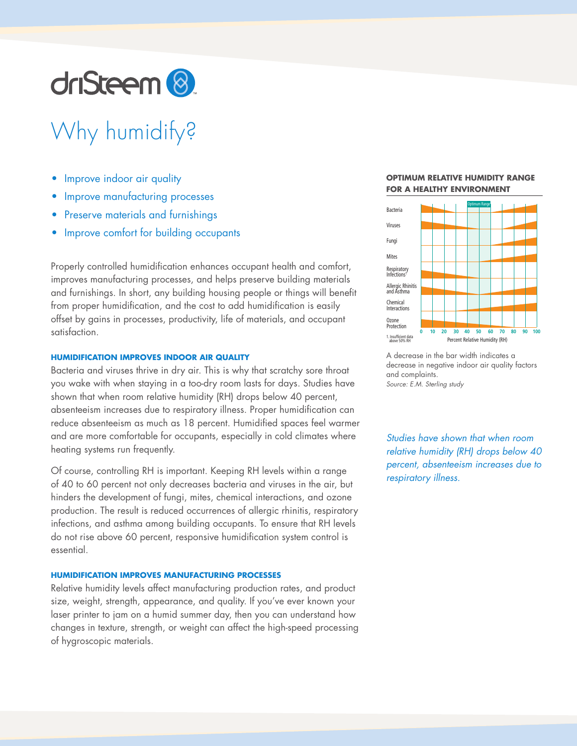# Why humidify?

- Improve indoor air quality
- Improve manufacturing processes
- Preserve materials and furnishings
- Improve comfort for building occupants

Properly controlled humidification enhances occupant health and comfort, improves manufacturing processes, and helps preserve building materials and furnishings. In short, any building housing people or things will benefit from proper humidification, and the cost to add humidification is easily offset by gains in processes, productivity, life of materials, and occupant satisfaction.

### HUMIDIFICATION IMPROVES INDOOR AIR QUALITY

Bacteria and viruses thrive in dry air. This is why that scratchy sore throat you wake with when staying in a too-dry room lasts for days. Studies have shown that when room relative humidity (RH) drops below 40 percent, absenteeism increases due to respiratory illness. Proper humidification can reduce absenteeism as much as 18 percent. Humidified spaces feel warmer and are more comfortable for occupants, especially in cold climates where heating systems run frequently.

Of course, controlling RH is important. Keeping RH levels within a range of 40 to 60 percent not only decreases bacteria and viruses in the air, but hinders the development of fungi, mites, chemical interactions, and ozone production. The result is reduced occurrences of allergic rhinitis, respiratory infections, and asthma among building occupants. To ensure that RH levels do not rise above 60 percent, responsive humidification system control is essential.

### HUMIDIFICATION IMPROVES MANUFACTURING PROCESSES

Relative humidity levels affect manufacturing production rates, and product size, weight, strength, appearance, and quality. If you've ever known your laser printer to jam on a humid summer day, then you can understand how changes in texture, strength, or weight can affect the high-speed processing of hygroscopic materials.

**OPTIMUM RELATIVE HUMIDITY RANGE FOR A HEALTHY ENVIRONMENT**

Chart rows: Bacteria; Viruses; Fungi; Mites; Respiratory Infections[1]; Allergic Rhinitis and Asthma; Chemical Interactions; Ozone Protection. Optimum Range marked at 40–60. X-axis: Percent Relative Humidity (RH), 0 to 100.

1. Insufficient data above 50% RH

A decrease in the bar width indicates a decrease in negative indoor air quality factors and complaints.
*Source: E.M. Sterling study*

*Studies have shown that when room relative humidity (RH) drops below 40 percent, absenteeism increases due to respiratory illness.*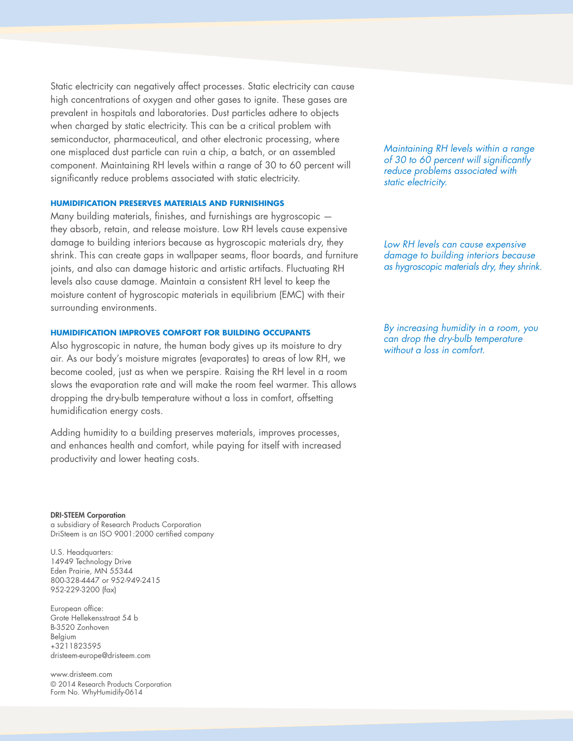Static electricity can negatively affect processes. Static electricity can cause high concentrations of oxygen and other gases to ignite. These gases are prevalent in hospitals and laboratories. Dust particles adhere to objects when charged by static electricity. This can be a critical problem with semiconductor, pharmaceutical, and other electronic processing, where one misplaced dust particle can ruin a chip, a batch, or an assembled component. Maintaining RH levels within a range of 30 to 60 percent will significantly reduce problems associated with static electricity.

*Maintaining RH levels within a range of 30 to 60 percent will significantly reduce problems associated with static electricity.*

### HUMIDIFICATION PRESERVES MATERIALS AND FURNISHINGS

Many building materials, finishes, and furnishings are hygroscopic — they absorb, retain, and release moisture. Low RH levels cause expensive damage to building interiors because as hygroscopic materials dry, they shrink. This can create gaps in wallpaper seams, floor boards, and furniture joints, and also can damage historic and artistic artifacts. Fluctuating RH levels also cause damage. Maintain a consistent RH level to keep the moisture content of hygroscopic materials in equilibrium (EMC) with their surrounding environments.

*Low RH levels can cause expensive damage to building interiors because as hygroscopic materials dry, they shrink.*

### HUMIDIFICATION IMPROVES COMFORT FOR BUILDING OCCUPANTS

Also hygroscopic in nature, the human body gives up its moisture to dry air. As our body's moisture migrates (evaporates) to areas of low RH, we become cooled, just as when we perspire. Raising the RH level in a room slows the evaporation rate and will make the room feel warmer. This allows dropping the dry-bulb temperature without a loss in comfort, offsetting humidification energy costs.

*By increasing humidity in a room, you can drop the dry-bulb temperature without a loss in comfort.*

Adding humidity to a building preserves materials, improves processes, and enhances health and comfort, while paying for itself with increased productivity and lower heating costs.

**DRI-STEEM Corporation**
a subsidiary of Research Products Corporation
DriSteem is an ISO 9001:2000 certified company

U.S. Headquarters:
14949 Technology Drive
Eden Prairie, MN 55344
800-328-4447 or 952-949-2415
952-229-3200 (fax)

European office:
Grote Hellekensstraat 54 b
B-3520 Zonhoven
Belgium
+3211823595
dristeem-europe@dristeem.com

www.dristeem.com
© 2014 Research Products Corporation
Form No. WhyHumidify-0614